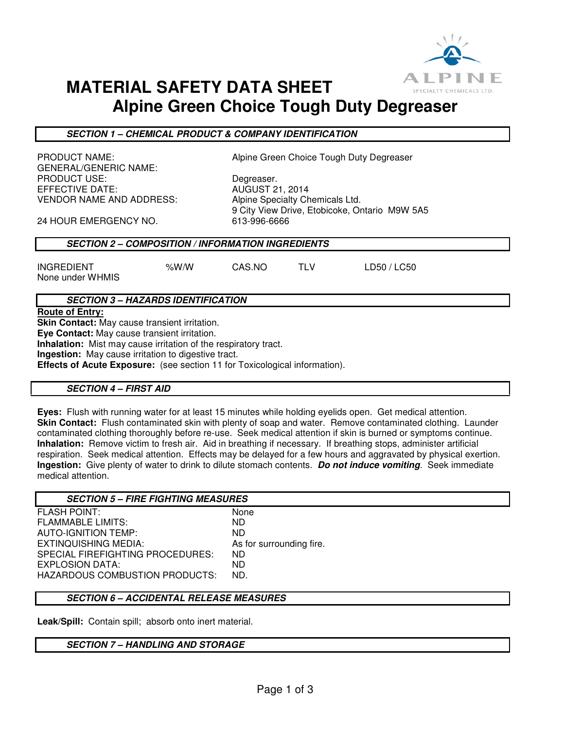# MATERIAL SAFETY DATA SHEET
## Alpine Green Choice Tough Duty Degreaser

### *SECTION 1 – CHEMICAL PRODUCT & COMPANY IDENTIFICATION*

| | |
|---|---|
| PRODUCT NAME: | Alpine Green Choice Tough Duty Degreaser |
| GENERAL/GENERIC NAME: | |
| PRODUCT USE: | Degreaser. |
| EFFECTIVE DATE: | AUGUST 21, 2014 |
| VENDOR NAME AND ADDRESS: | Alpine Specialty Chemicals Ltd.<br>9 City View Drive, Etobicoke, Ontario M9W 5A5 |
| 24 HOUR EMERGENCY NO. | 613-996-6666 |

### *SECTION 2 – COMPOSITION / INFORMATION INGREDIENTS*

| INGREDIENT | %W/W | CAS.NO | TLV | LD50 / LC50 |
|---|---|---|---|---|
| None under WHMIS | | | | |

### *SECTION 3 – HAZARDS IDENTIFICATION*

**Route of Entry:**
**Skin Contact:** May cause transient irritation.
**Eye Contact:** May cause transient irritation.
**Inhalation:** Mist may cause irritation of the respiratory tract.
**Ingestion:** May cause irritation to digestive tract.
**Effects of Acute Exposure:** (see section 11 for Toxicological information).

### *SECTION 4 – FIRST AID*

**Eyes:** Flush with running water for at least 15 minutes while holding eyelids open. Get medical attention.
**Skin Contact:** Flush contaminated skin with plenty of soap and water. Remove contaminated clothing. Launder contaminated clothing thoroughly before re-use. Seek medical attention if skin is burned or symptoms continue.
**Inhalation:** Remove victim to fresh air. Aid in breathing if necessary. If breathing stops, administer artificial respiration. Seek medical attention. Effects may be delayed for a few hours and aggravated by physical exertion.
**Ingestion:** Give plenty of water to drink to dilute stomach contents. ***Do not induce vomiting***. Seek immediate medical attention.

### *SECTION 5 – FIRE FIGHTING MEASURES*

| | |
|---|---|
| FLASH POINT: | None |
| FLAMMABLE LIMITS: | ND |
| AUTO-IGNITION TEMP: | ND |
| EXTINQUISHING MEDIA: | As for surrounding fire. |
| SPECIAL FIREFIGHTING PROCEDURES: | ND |
| EXPLOSION DATA: | ND |
| HAZARDOUS COMBUSTION PRODUCTS: | ND. |

### *SECTION 6 – ACCIDENTAL RELEASE MEASURES*

**Leak/Spill:** Contain spill; absorb onto inert material.

### *SECTION 7 – HANDLING AND STORAGE*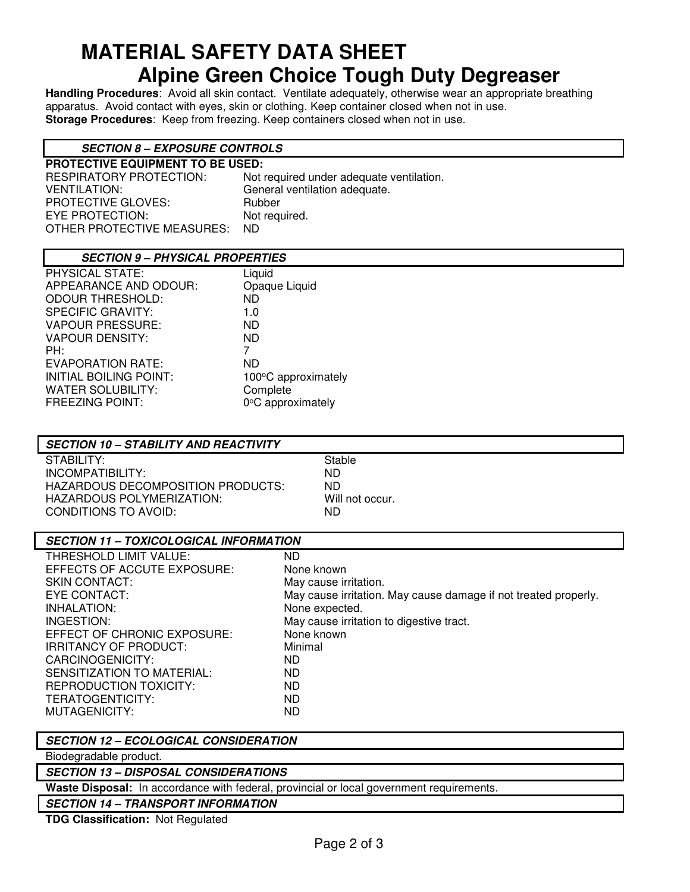# MATERIAL SAFETY DATA SHEET
## Alpine Green Choice Tough Duty Degreaser

**Handling Procedures**: Avoid all skin contact. Ventilate adequately, otherwise wear an appropriate breathing apparatus. Avoid contact with eyes, skin or clothing. Keep container closed when not in use.
**Storage Procedures**: Keep from freezing. Keep containers closed when not in use.

### *SECTION 8 – EXPOSURE CONTROLS*

**PROTECTIVE EQUIPMENT TO BE USED:**

| | |
|---|---|
| RESPIRATORY PROTECTION: | Not required under adequate ventilation. |
| VENTILATION: | General ventilation adequate. |
| PROTECTIVE GLOVES: | Rubber |
| EYE PROTECTION: | Not required. |
| OTHER PROTECTIVE MEASURES: | ND |

### *SECTION 9 – PHYSICAL PROPERTIES*

| | |
|---|---|
| PHYSICAL STATE: | Liquid |
| APPEARANCE AND ODOUR: | Opaque Liquid |
| ODOUR THRESHOLD: | ND |
| SPECIFIC GRAVITY: | 1.0 |
| VAPOUR PRESSURE: | ND |
| VAPOUR DENSITY: | ND |
| PH: | 7 |
| EVAPORATION RATE: | ND |
| INITIAL BOILING POINT: | 100°C approximately |
| WATER SOLUBILITY: | Complete |
| FREEZING POINT: | 0°C approximately |

### *SECTION 10 – STABILITY AND REACTIVITY*

| | |
|---|---|
| STABILITY: | Stable |
| INCOMPATIBILITY: | ND |
| HAZARDOUS DECOMPOSITION PRODUCTS: | ND |
| HAZARDOUS POLYMERIZATION: | Will not occur. |
| CONDITIONS TO AVOID: | ND |

### *SECTION 11 – TOXICOLOGICAL INFORMATION*

| | |
|---|---|
| THRESHOLD LIMIT VALUE: | ND |
| EFFECTS OF ACCUTE EXPOSURE: | None known |
| SKIN CONTACT: | May cause irritation. |
| EYE CONTACT: | May cause irritation. May cause damage if not treated properly. |
| INHALATION: | None expected. |
| INGESTION: | May cause irritation to digestive tract. |
| EFFECT OF CHRONIC EXPOSURE: | None known |
| IRRITANCY OF PRODUCT: | Minimal |
| CARCINOGENICITY: | ND |
| SENSITIZATION TO MATERIAL: | ND |
| REPRODUCTION TOXICITY: | ND |
| TERATOGENTICITY: | ND |
| MUTAGENICITY: | ND |

### *SECTION 12 – ECOLOGICAL CONSIDERATION*

Biodegradable product.

### *SECTION 13 – DISPOSAL CONSIDERATIONS*

**Waste Disposal:** In accordance with federal, provincial or local government requirements.

### *SECTION 14 – TRANSPORT INFORMATION*

**TDG Classification:** Not Regulated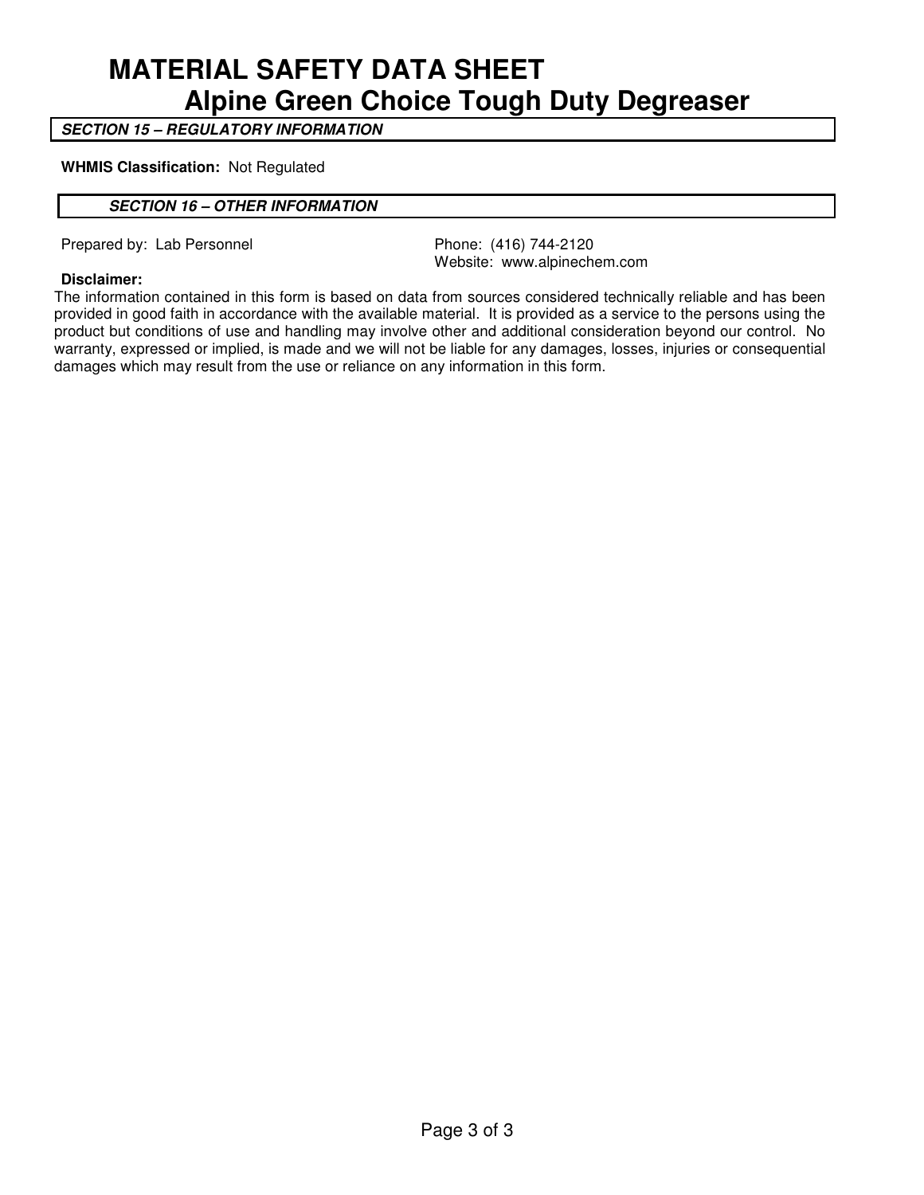## SECTION 15 – REGULATORY INFORMATION

**WHMIS Classification:** Not Regulated

## SECTION 16 – OTHER INFORMATION

Prepared by: Lab Personnel

Phone: (416) 744-2120
Website: www.alpinechem.com

**Disclaimer:**

The information contained in this form is based on data from sources considered technically reliable and has been provided in good faith in accordance with the available material. It is provided as a service to the persons using the product but conditions of use and handling may involve other and additional consideration beyond our control. No warranty, expressed or implied, is made and we will not be liable for any damages, losses, injuries or consequential damages which may result from the use or reliance on any information in this form.